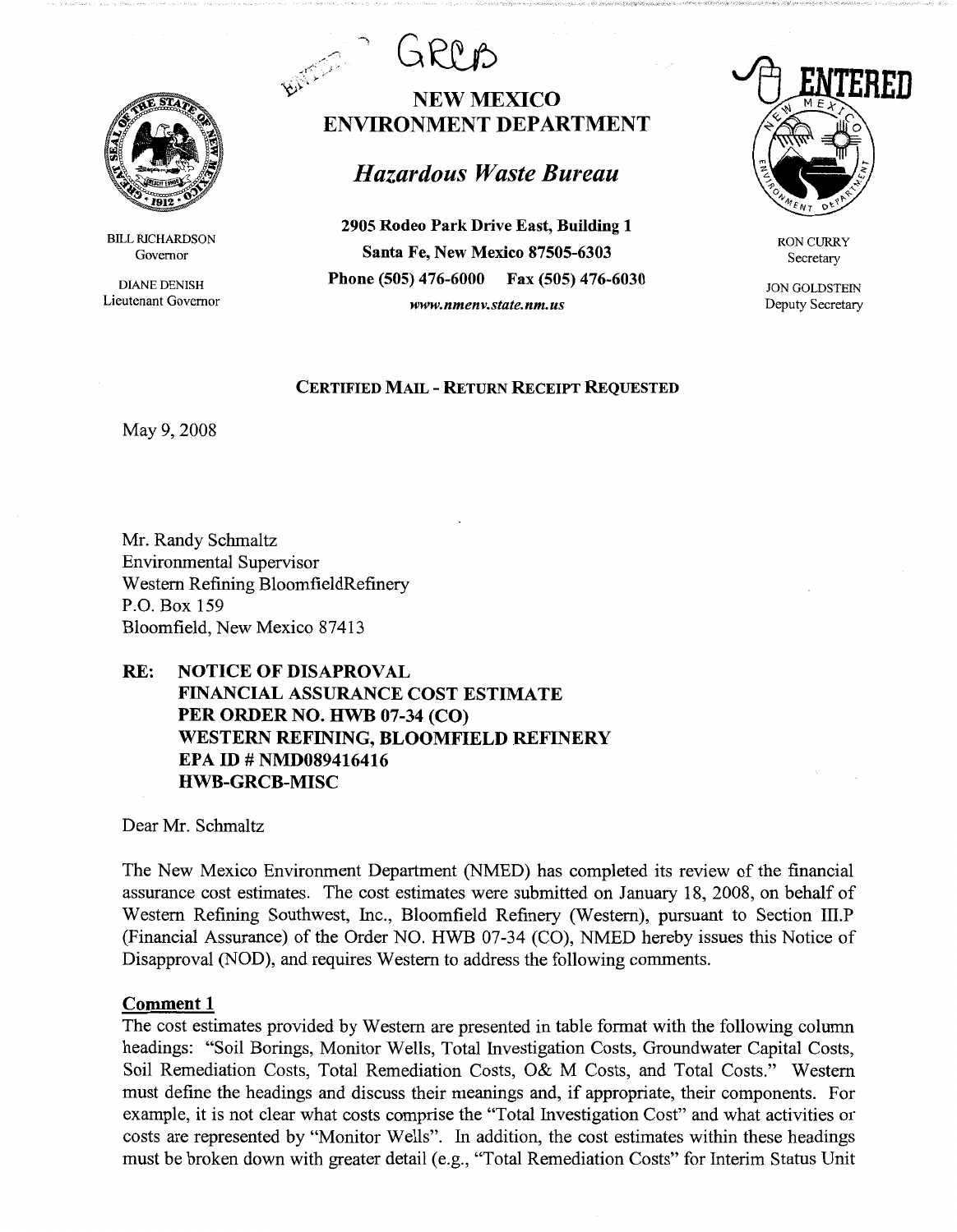GRCB

# NEW MEXICO ENVIRONMENT DEPARTMENT

## *Hazardous Waste Bureau*

**2905 Rodeo Park Drive East, Building 1**
**Santa Fe, New Mexico 87505-6303**
**Phone (505) 476-6000 Fax (505) 476-6030**
*www.nmenv.state.nm.us*

BILL RICHARDSON
Governor

DIANE DENISH
Lieutenant Governor

RON CURRY
Secretary

JON GOLDSTEIN
Deputy Secretary

ENTERED

**CERTIFIED MAIL - RETURN RECEIPT REQUESTED**

May 9, 2008

Mr. Randy Schmaltz
Environmental Supervisor
Western Refining BloomfieldRefinery
P.O. Box 159
Bloomfield, New Mexico 87413

**RE: NOTICE OF DISAPROVAL**
**FINANCIAL ASSURANCE COST ESTIMATE**
**PER ORDER NO. HWB 07-34 (CO)**
**WESTERN REFINING, BLOOMFIELD REFINERY**
**EPA ID # NMD089416416**
**HWB-GRCB-MISC**

Dear Mr. Schmaltz

The New Mexico Environment Department (NMED) has completed its review of the financial assurance cost estimates. The cost estimates were submitted on January 18, 2008, on behalf of Western Refining Southwest, Inc., Bloomfield Refinery (Western), pursuant to Section III.P (Financial Assurance) of the Order NO. HWB 07-34 (CO), NMED hereby issues this Notice of Disapproval (NOD), and requires Western to address the following comments.

**Comment 1**

The cost estimates provided by Western are presented in table format with the following column headings: "Soil Borings, Monitor Wells, Total Investigation Costs, Groundwater Capital Costs, Soil Remediation Costs, Total Remediation Costs, O& M Costs, and Total Costs." Western must define the headings and discuss their meanings and, if appropriate, their components. For example, it is not clear what costs comprise the "Total Investigation Cost" and what activities or costs are represented by "Monitor Wells". In addition, the cost estimates within these headings must be broken down with greater detail (e.g., "Total Remediation Costs" for Interim Status Unit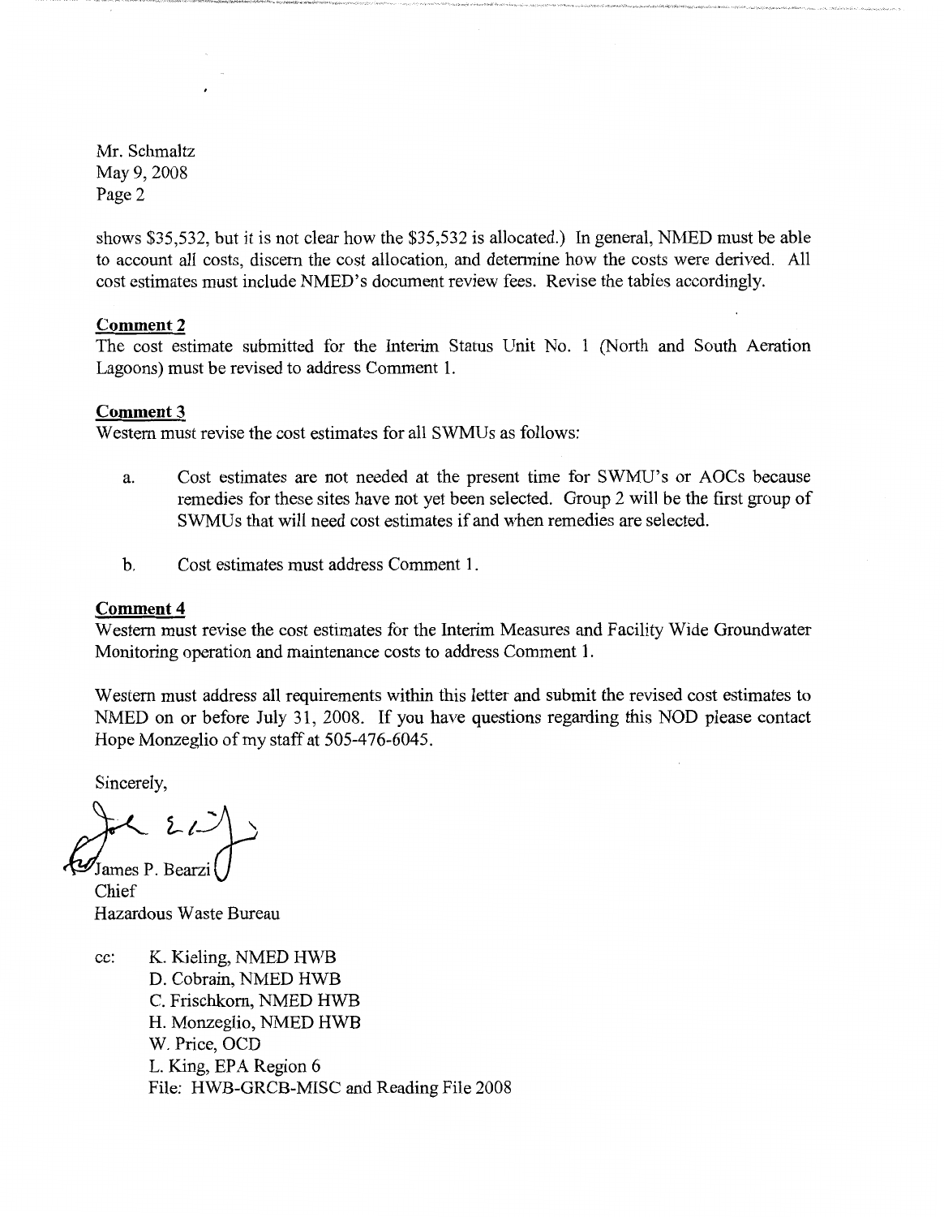Mr. Schmaltz
May 9, 2008
Page 2

shows $35,532, but it is not clear how the $35,532 is allocated.) In general, NMED must be able to account all costs, discern the cost allocation, and determine how the costs were derived. All cost estimates must include NMED's document review fees. Revise the tables accordingly.

**Comment 2**

The cost estimate submitted for the Interim Status Unit No. 1 (North and South Aeration Lagoons) must be revised to address Comment 1.

**Comment 3**

Western must revise the cost estimates for all SWMUs as follows:

a. Cost estimates are not needed at the present time for SWMU's or AOCs because remedies for these sites have not yet been selected. Group 2 will be the first group of SWMUs that will need cost estimates if and when remedies are selected.

b. Cost estimates must address Comment 1.

**Comment 4**

Western must revise the cost estimates for the Interim Measures and Facility Wide Groundwater Monitoring operation and maintenance costs to address Comment 1.

Western must address all requirements within this letter and submit the revised cost estimates to NMED on or before July 31, 2008. If you have questions regarding this NOD please contact Hope Monzeglio of my staff at 505-476-6045.

Sincerely,

James P. Bearzi
Chief
Hazardous Waste Bureau

cc: K. Kieling, NMED HWB
D. Cobrain, NMED HWB
C. Frischkorn, NMED HWB
H. Monzeglio, NMED HWB
W. Price, OCD
L. King, EPA Region 6
File: HWB-GRCB-MISC and Reading File 2008